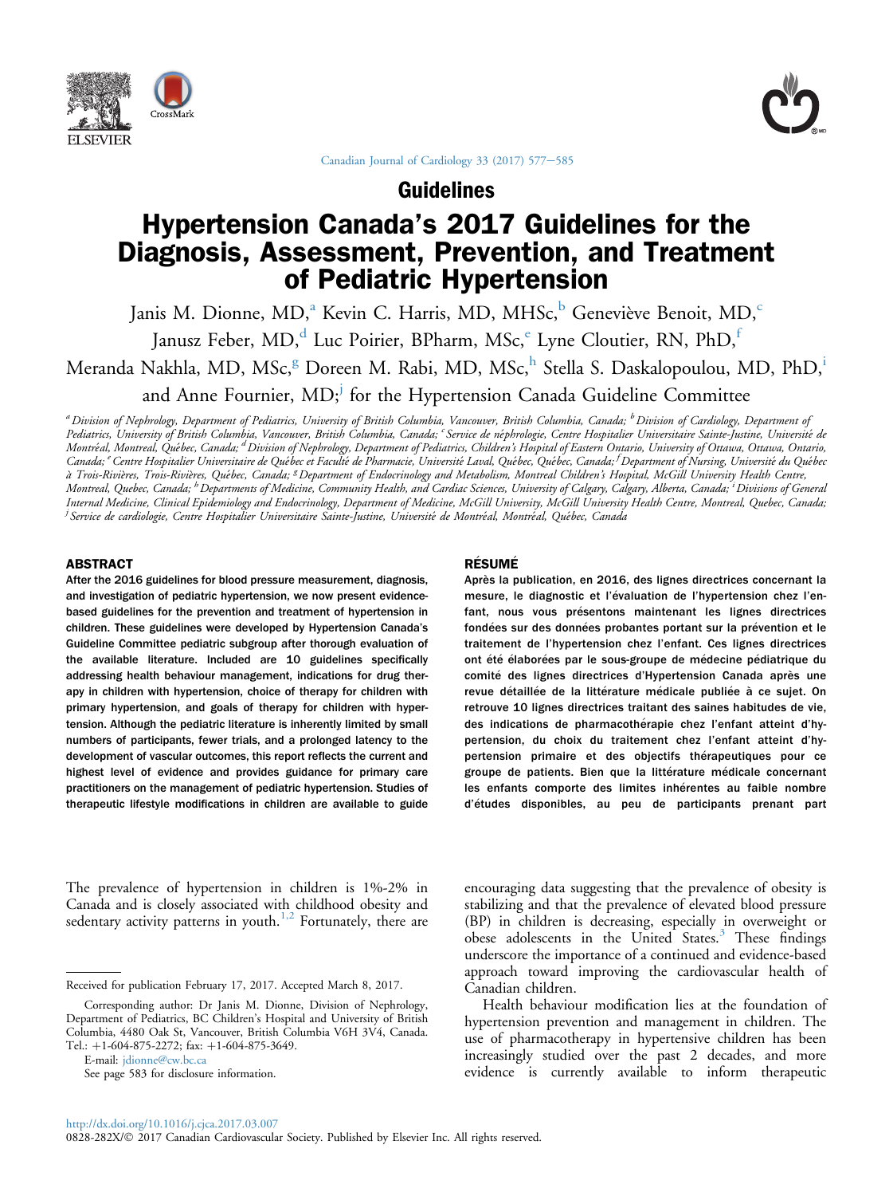Guidelines

# Hypertension Canada's 2017 Guidelines for the Diagnosis, Assessment, Prevention, and Treatment of Pediatric Hypertension

Janis M. Dionne, MD,[a] Kevin C. Harris, MD, MHSc,[b] Geneviève Benoit, MD,[c] Janusz Feber, MD,[d] Luc Poirier, BPharm, MSc,[e] Lyne Cloutier, RN, PhD,[f] Meranda Nakhla, MD, MSc,[g] Doreen M. Rabi, MD, MSc,[h] Stella S. Daskalopoulou, MD, PhD,[i] and Anne Fournier, MD;[j] for the Hypertension Canada Guideline Committee

[a] *Division of Nephrology, Department of Pediatrics, University of British Columbia, Vancouver, British Columbia, Canada;* [b] *Division of Cardiology, Department of Pediatrics, University of British Columbia, Vancouver, British Columbia, Canada;* [c] *Service de néphrologie, Centre Hospitalier Universitaire Sainte-Justine, Université de Montréal, Montreal, Québec, Canada;* [d] *Division of Nephrology, Department of Pediatrics, Children's Hospital of Eastern Ontario, University of Ottawa, Ottawa, Ontario, Canada;* [e] *Centre Hospitalier Universitaire de Québec et Faculté de Pharmacie, Université Laval, Québec, Québec, Canada;* [f] *Department of Nursing, Université du Québec à Trois-Rivières, Trois-Rivières, Québec, Canada;* [g] *Department of Endocrinology and Metabolism, Montreal Children's Hospital, McGill University Health Centre, Montreal, Quebec, Canada;* [h] *Departments of Medicine, Community Health, and Cardiac Sciences, University of Calgary, Calgary, Alberta, Canada;* [i] *Divisions of General Internal Medicine, Clinical Epidemiology and Endocrinology, Department of Medicine, McGill University, McGill University Health Centre, Montreal, Quebec, Canada;* [j] *Service de cardiologie, Centre Hospitalier Universitaire Sainte-Justine, Université de Montréal, Montréal, Québec, Canada*

## ABSTRACT

**After the 2016 guidelines for blood pressure measurement, diagnosis, and investigation of pediatric hypertension, we now present evidence-based guidelines for the prevention and treatment of hypertension in children. These guidelines were developed by Hypertension Canada's Guideline Committee pediatric subgroup after thorough evaluation of the available literature. Included are 10 guidelines specifically addressing health behaviour management, indications for drug therapy in children with hypertension, choice of therapy for children with primary hypertension, and goals of therapy for children with hypertension. Although the pediatric literature is inherently limited by small numbers of participants, fewer trials, and a prolonged latency to the development of vascular outcomes, this report reflects the current and highest level of evidence and provides guidance for primary care practitioners on the management of pediatric hypertension. Studies of therapeutic lifestyle modifications in children are available to guide**

## RÉSUMÉ

**Après la publication, en 2016, des lignes directrices concernant la mesure, le diagnostic et l'évaluation de l'hypertension chez l'enfant, nous vous présentons maintenant les lignes directrices fondées sur des données probantes portant sur la prévention et le traitement de l'hypertension chez l'enfant. Ces lignes directrices ont été élaborées par le sous-groupe de médecine pédiatrique du comité des lignes directrices d'Hypertension Canada après une revue détaillée de la littérature médicale publiée à ce sujet. On retrouve 10 lignes directrices traitant des saines habitudes de vie, des indications de pharmacothérapie chez l'enfant atteint d'hypertension, du choix du traitement chez l'enfant atteint d'hypertension primaire et des objectifs thérapeutiques pour ce groupe de patients. Bien que la littérature médicale concernant les enfants comporte des limites inhérentes au faible nombre d'études disponibles, au peu de participants prenant part**

The prevalence of hypertension in children is 1%-2% in Canada and is closely associated with childhood obesity and sedentary activity patterns in youth.[1,2] Fortunately, there are encouraging data suggesting that the prevalence of obesity is stabilizing and that the prevalence of elevated blood pressure (BP) in children is decreasing, especially in overweight or obese adolescents in the United States.[3] These findings underscore the importance of a continued and evidence-based approach toward improving the cardiovascular health of Canadian children.

Health behaviour modification lies at the foundation of hypertension prevention and management in children. The use of pharmacotherapy in hypertensive children has been increasingly studied over the past 2 decades, and more evidence is currently available to inform therapeutic

Received for publication February 17, 2017. Accepted March 8, 2017.

Corresponding author: Dr Janis M. Dionne, Division of Nephrology, Department of Pediatrics, BC Children's Hospital and University of British Columbia, 4480 Oak St, Vancouver, British Columbia V6H 3V4, Canada. Tel.: +1-604-875-2272; fax: +1-604-875-3649.

E-mail: jdionne@cw.bc.ca

See page 583 for disclosure information.

http://dx.doi.org/10.1016/j.cjca.2017.03.007

0828-282X/© 2017 Canadian Cardiovascular Society. Published by Elsevier Inc. All rights reserved.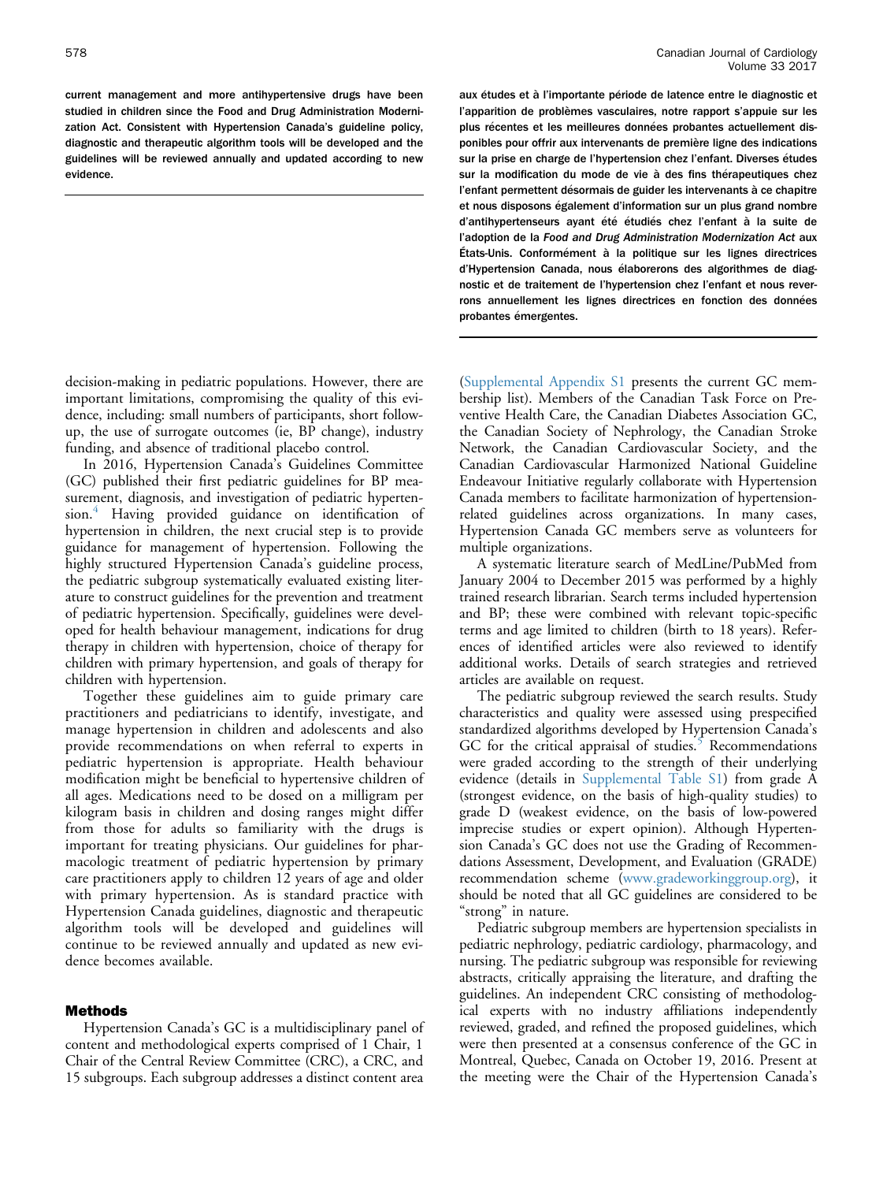**current management and more antihypertensive drugs have been studied in children since the Food and Drug Administration Modernization Act. Consistent with Hypertension Canada's guideline policy, diagnostic and therapeutic algorithm tools will be developed and the guidelines will be reviewed annually and updated according to new evidence.**

**aux études et à l'importante période de latence entre le diagnostic et l'apparition de problèmes vasculaires, notre rapport s'appuie sur les plus récentes et les meilleures données probantes actuellement disponibles pour offrir aux intervenants de première ligne des indications sur la prise en charge de l'hypertension chez l'enfant. Diverses études sur la modification du mode de vie à des fins thérapeutiques chez l'enfant permettent désormais de guider les intervenants à ce chapitre et nous disposons également d'information sur un plus grand nombre d'antihypertenseurs ayant été étudiés chez l'enfant à la suite de l'adoption de la *Food and Drug Administration Modernization Act* aux États-Unis. Conformément à la politique sur les lignes directrices d'Hypertension Canada, nous élaborerons des algorithmes de diagnostic et de traitement de l'hypertension chez l'enfant et nous reverrons annuellement les lignes directrices en fonction des données probantes émergentes.**

decision-making in pediatric populations. However, there are important limitations, compromising the quality of this evidence, including: small numbers of participants, short follow-up, the use of surrogate outcomes (ie, BP change), industry funding, and absence of traditional placebo control.

In 2016, Hypertension Canada's Guidelines Committee (GC) published their first pediatric guidelines for BP measurement, diagnosis, and investigation of pediatric hypertension.[4] Having provided guidance on identification of hypertension in children, the next crucial step is to provide guidance for management of hypertension. Following the highly structured Hypertension Canada's guideline process, the pediatric subgroup systematically evaluated existing literature to construct guidelines for the prevention and treatment of pediatric hypertension. Specifically, guidelines were developed for health behaviour management, indications for drug therapy in children with hypertension, choice of therapy for children with primary hypertension, and goals of therapy for children with hypertension.

Together these guidelines aim to guide primary care practitioners and pediatricians to identify, investigate, and manage hypertension in children and adolescents and also provide recommendations on when referral to experts in pediatric hypertension is appropriate. Health behaviour modification might be beneficial to hypertensive children of all ages. Medications need to be dosed on a milligram per kilogram basis in children and dosing ranges might differ from those for adults so familiarity with the drugs is important for treating physicians. Our guidelines for pharmacologic treatment of pediatric hypertension by primary care practitioners apply to children 12 years of age and older with primary hypertension. As is standard practice with Hypertension Canada guidelines, diagnostic and therapeutic algorithm tools will be developed and guidelines will continue to be reviewed annually and updated as new evidence becomes available.

## Methods

Hypertension Canada's GC is a multidisciplinary panel of content and methodological experts comprised of 1 Chair, 1 Chair of the Central Review Committee (CRC), a CRC, and 15 subgroups. Each subgroup addresses a distinct content area (Supplemental Appendix S1 presents the current GC membership list). Members of the Canadian Task Force on Preventive Health Care, the Canadian Diabetes Association GC, the Canadian Society of Nephrology, the Canadian Stroke Network, the Canadian Cardiovascular Society, and the Canadian Cardiovascular Harmonized National Guideline Endeavour Initiative regularly collaborate with Hypertension Canada members to facilitate harmonization of hypertension-related guidelines across organizations. In many cases, Hypertension Canada GC members serve as volunteers for multiple organizations.

A systematic literature search of MedLine/PubMed from January 2004 to December 2015 was performed by a highly trained research librarian. Search terms included hypertension and BP; these were combined with relevant topic-specific terms and age limited to children (birth to 18 years). References of identified articles were also reviewed to identify additional works. Details of search strategies and retrieved articles are available on request.

The pediatric subgroup reviewed the search results. Study characteristics and quality were assessed using prespecified standardized algorithms developed by Hypertension Canada's GC for the critical appraisal of studies.[5] Recommendations were graded according to the strength of their underlying evidence (details in Supplemental Table S1) from grade A (strongest evidence, on the basis of high-quality studies) to grade D (weakest evidence, on the basis of low-powered imprecise studies or expert opinion). Although Hypertension Canada's GC does not use the Grading of Recommendations Assessment, Development, and Evaluation (GRADE) recommendation scheme (www.gradeworkinggroup.org), it should be noted that all GC guidelines are considered to be "strong" in nature.

Pediatric subgroup members are hypertension specialists in pediatric nephrology, pediatric cardiology, pharmacology, and nursing. The pediatric subgroup was responsible for reviewing abstracts, critically appraising the literature, and drafting the guidelines. An independent CRC consisting of methodological experts with no industry affiliations independently reviewed, graded, and refined the proposed guidelines, which were then presented at a consensus conference of the GC in Montreal, Quebec, Canada on October 19, 2016. Present at the meeting were the Chair of the Hypertension Canada's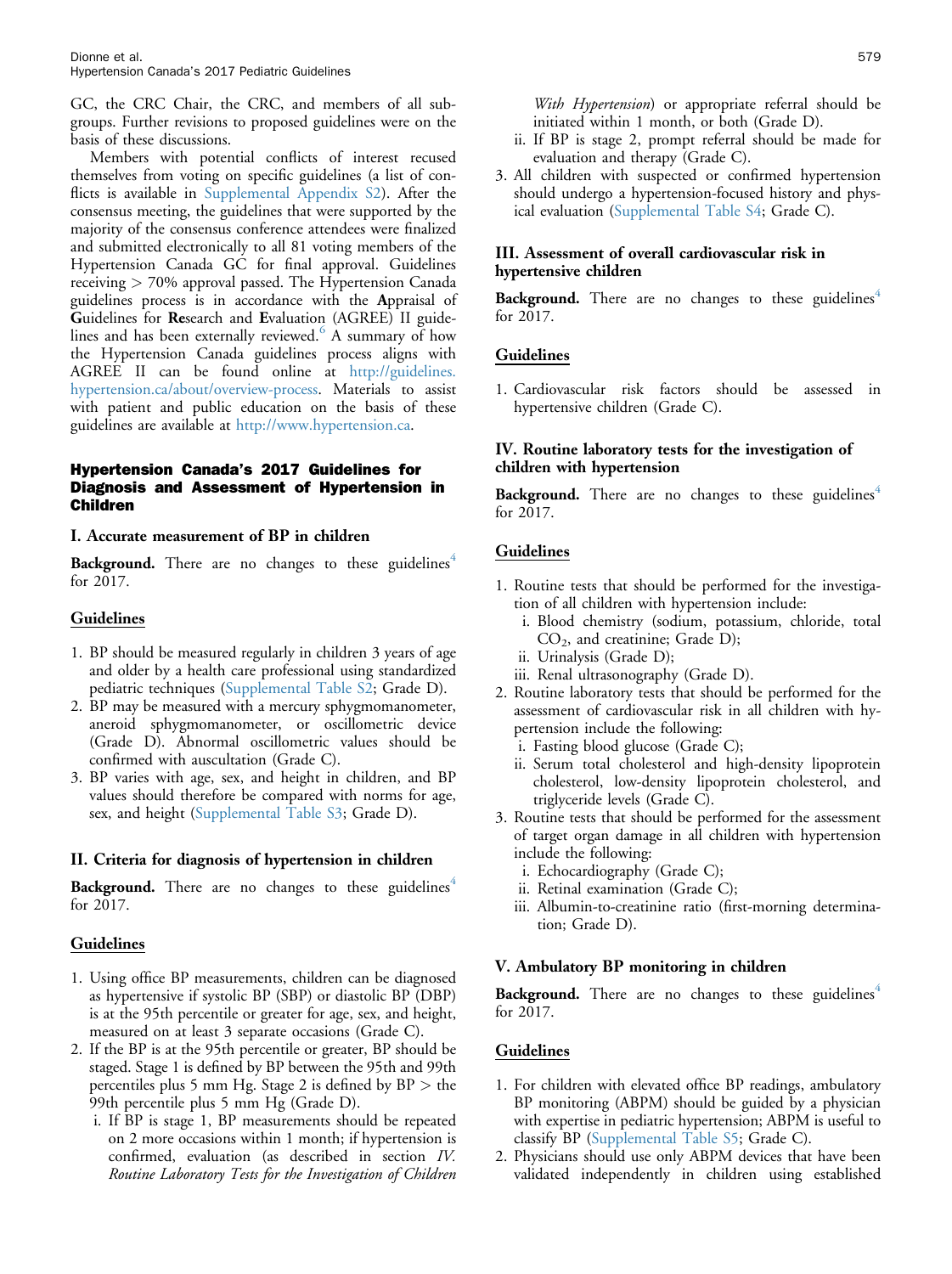GC, the CRC Chair, the CRC, and members of all subgroups. Further revisions to proposed guidelines were on the basis of these discussions.

Members with potential conflicts of interest recused themselves from voting on specific guidelines (a list of conflicts is available in Supplemental Appendix S2). After the consensus meeting, the guidelines that were supported by the majority of the consensus conference attendees were finalized and submitted electronically to all 81 voting members of the Hypertension Canada GC for final approval. Guidelines receiving > 70% approval passed. The Hypertension Canada guidelines process is in accordance with the **A**ppraisal of **G**uidelines for **Re**search and **E**valuation (AGREE) II guidelines and has been externally reviewed.[6] A summary of how the Hypertension Canada guidelines process aligns with AGREE II can be found online at http://guidelines.hypertension.ca/about/overview-process. Materials to assist with patient and public education on the basis of these guidelines are available at http://www.hypertension.ca.

## Hypertension Canada's 2017 Guidelines for Diagnosis and Assessment of Hypertension in Children

### I. Accurate measurement of BP in children

**Background.** There are no changes to these guidelines[4] for 2017.

#### Guidelines

1. BP should be measured regularly in children 3 years of age and older by a health care professional using standardized pediatric techniques (Supplemental Table S2; Grade D).
2. BP may be measured with a mercury sphygmomanometer, aneroid sphygmomanometer, or oscillometric device (Grade D). Abnormal oscillometric values should be confirmed with auscultation (Grade C).
3. BP varies with age, sex, and height in children, and BP values should therefore be compared with norms for age, sex, and height (Supplemental Table S3; Grade D).

### II. Criteria for diagnosis of hypertension in children

**Background.** There are no changes to these guidelines[4] for 2017.

#### Guidelines

1. Using office BP measurements, children can be diagnosed as hypertensive if systolic BP (SBP) or diastolic BP (DBP) is at the 95th percentile or greater for age, sex, and height, measured on at least 3 separate occasions (Grade C).
2. If the BP is at the 95th percentile or greater, BP should be staged. Stage 1 is defined by BP between the 95th and 99th percentiles plus 5 mm Hg. Stage 2 is defined by BP > the 99th percentile plus 5 mm Hg (Grade D).
   i. If BP is stage 1, BP measurements should be repeated on 2 more occasions within 1 month; if hypertension is confirmed, evaluation (as described in section *IV. Routine Laboratory Tests for the Investigation of Children With Hypertension*) or appropriate referral should be initiated within 1 month, or both (Grade D).
   ii. If BP is stage 2, prompt referral should be made for evaluation and therapy (Grade C).
3. All children with suspected or confirmed hypertension should undergo a hypertension-focused history and physical evaluation (Supplemental Table S4; Grade C).

### III. Assessment of overall cardiovascular risk in hypertensive children

**Background.** There are no changes to these guidelines[4] for 2017.

#### Guidelines

1. Cardiovascular risk factors should be assessed in hypertensive children (Grade C).

### IV. Routine laboratory tests for the investigation of children with hypertension

**Background.** There are no changes to these guidelines[4] for 2017.

#### Guidelines

1. Routine tests that should be performed for the investigation of all children with hypertension include:
   i. Blood chemistry (sodium, potassium, chloride, total $CO_2$, and creatinine; Grade D);
   ii. Urinalysis (Grade D);
   iii. Renal ultrasonography (Grade D).
2. Routine laboratory tests that should be performed for the assessment of cardiovascular risk in all children with hypertension include the following:
   i. Fasting blood glucose (Grade C);
   ii. Serum total cholesterol and high-density lipoprotein cholesterol, low-density lipoprotein cholesterol, and triglyceride levels (Grade C).
3. Routine tests that should be performed for the assessment of target organ damage in all children with hypertension include the following:
   i. Echocardiography (Grade C);
   ii. Retinal examination (Grade C);
   iii. Albumin-to-creatinine ratio (first-morning determination; Grade D).

### V. Ambulatory BP monitoring in children

**Background.** There are no changes to these guidelines[4] for 2017.

#### Guidelines

1. For children with elevated office BP readings, ambulatory BP monitoring (ABPM) should be guided by a physician with expertise in pediatric hypertension; ABPM is useful to classify BP (Supplemental Table S5; Grade C).
2. Physicians should use only ABPM devices that have been validated independently in children using established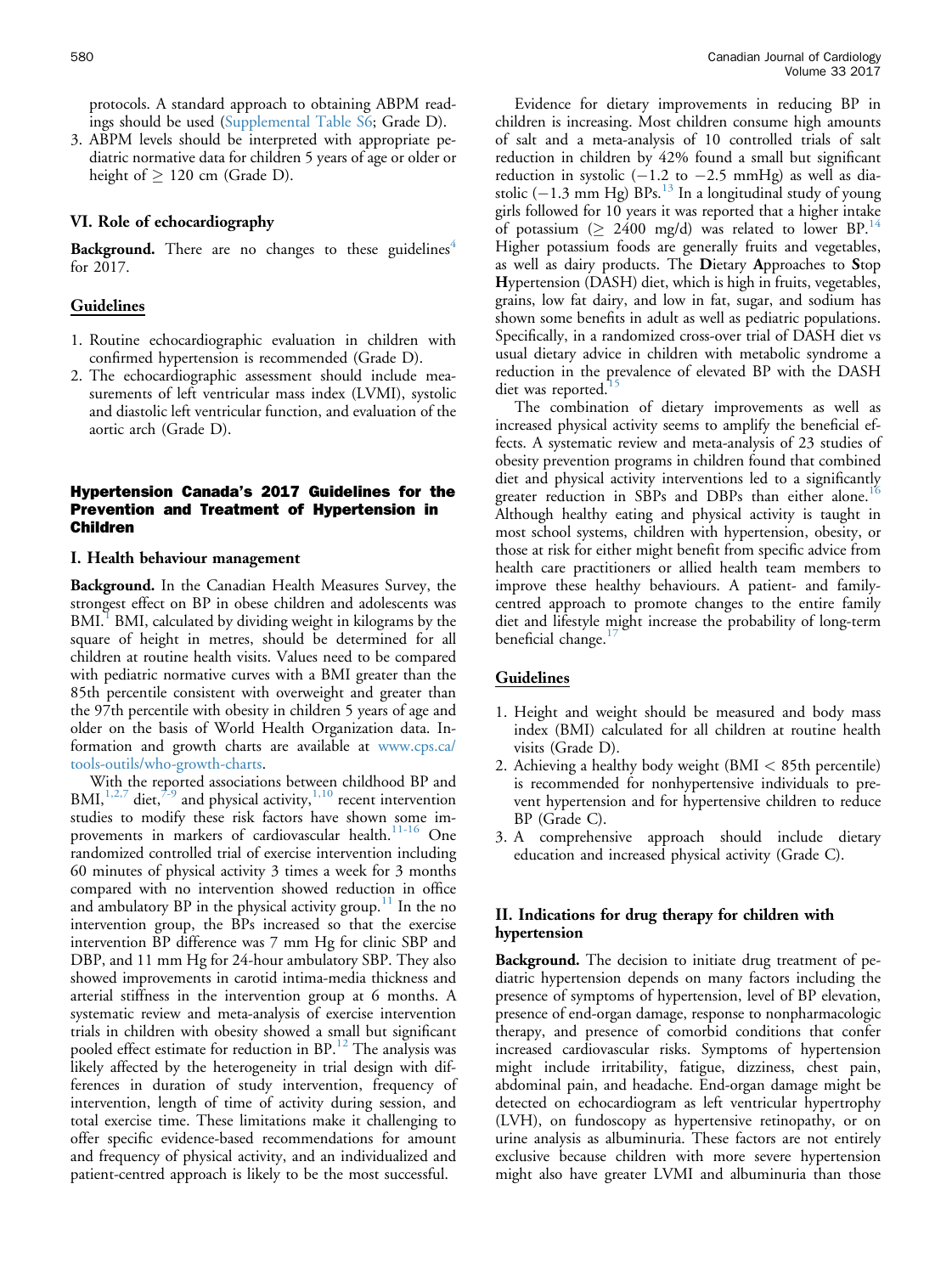protocols. A standard approach to obtaining ABPM readings should be used (Supplemental Table S6; Grade D).

3. ABPM levels should be interpreted with appropriate pediatric normative data for children 5 years of age or older or height of ≥ 120 cm (Grade D).

### VI. Role of echocardiography

**Background.** There are no changes to these guidelines[4] for 2017.

#### Guidelines

1. Routine echocardiographic evaluation in children with confirmed hypertension is recommended (Grade D).
2. The echocardiographic assessment should include measurements of left ventricular mass index (LVMI), systolic and diastolic left ventricular function, and evaluation of the aortic arch (Grade D).

## Hypertension Canada's 2017 Guidelines for the Prevention and Treatment of Hypertension in Children

### I. Health behaviour management

**Background.** In the Canadian Health Measures Survey, the strongest effect on BP in obese children and adolescents was BMI.[1] BMI, calculated by dividing weight in kilograms by the square of height in metres, should be determined for all children at routine health visits. Values need to be compared with pediatric normative curves with a BMI greater than the 85th percentile consistent with overweight and greater than the 97th percentile with obesity in children 5 years of age and older on the basis of World Health Organization data. Information and growth charts are available at www.cps.ca/tools-outils/who-growth-charts.

With the reported associations between childhood BP and BMI,[1,2,7] diet,[7-9] and physical activity,[1,10] recent intervention studies to modify these risk factors have shown some improvements in markers of cardiovascular health.[11-16] One randomized controlled trial of exercise intervention including 60 minutes of physical activity 3 times a week for 3 months compared with no intervention showed reduction in office and ambulatory BP in the physical activity group.[11] In the no intervention group, the BPs increased so that the exercise intervention BP difference was 7 mm Hg for clinic SBP and DBP, and 11 mm Hg for 24-hour ambulatory SBP. They also showed improvements in carotid intima-media thickness and arterial stiffness in the intervention group at 6 months. A systematic review and meta-analysis of exercise intervention trials in children with obesity showed a small but significant pooled effect estimate for reduction in BP.[12] The analysis was likely affected by the heterogeneity in trial design with differences in duration of study intervention, frequency of intervention, length of time of activity during session, and total exercise time. These limitations make it challenging to offer specific evidence-based recommendations for amount and frequency of physical activity, and an individualized and patient-centred approach is likely to be the most successful.

Evidence for dietary improvements in reducing BP in children is increasing. Most children consume high amounts of salt and a meta-analysis of 10 controlled trials of salt reduction in children by 42% found a small but significant reduction in systolic (−1.2 to −2.5 mmHg) as well as diastolic (−1.3 mm Hg) BPs.[13] In a longitudinal study of young girls followed for 10 years it was reported that a higher intake of potassium (≥ 2400 mg/d) was related to lower BP.[14] Higher potassium foods are generally fruits and vegetables, as well as dairy products. The **D**ietary **A**pproaches to **S**top **H**ypertension (DASH) diet, which is high in fruits, vegetables, grains, low fat dairy, and low in fat, sugar, and sodium has shown some benefits in adult as well as pediatric populations. Specifically, in a randomized cross-over trial of DASH diet vs usual dietary advice in children with metabolic syndrome a reduction in the prevalence of elevated BP with the DASH diet was reported.[15]

The combination of dietary improvements as well as increased physical activity seems to amplify the beneficial effects. A systematic review and meta-analysis of 23 studies of obesity prevention programs in children found that combined diet and physical activity interventions led to a significantly greater reduction in SBPs and DBPs than either alone.[16] Although healthy eating and physical activity is taught in most school systems, children with hypertension, obesity, or those at risk for either might benefit from specific advice from health care practitioners or allied health team members to improve these healthy behaviours. A patient- and family-centred approach to promote changes to the entire family diet and lifestyle might increase the probability of long-term beneficial change.[17]

#### Guidelines

1. Height and weight should be measured and body mass index (BMI) calculated for all children at routine health visits (Grade D).
2. Achieving a healthy body weight (BMI < 85th percentile) is recommended for nonhypertensive individuals to prevent hypertension and for hypertensive children to reduce BP (Grade C).
3. A comprehensive approach should include dietary education and increased physical activity (Grade C).

### II. Indications for drug therapy for children with hypertension

**Background.** The decision to initiate drug treatment of pediatric hypertension depends on many factors including the presence of symptoms of hypertension, level of BP elevation, presence of end-organ damage, response to nonpharmacologic therapy, and presence of comorbid conditions that confer increased cardiovascular risks. Symptoms of hypertension might include irritability, fatigue, dizziness, chest pain, abdominal pain, and headache. End-organ damage might be detected on echocardiogram as left ventricular hypertrophy (LVH), on fundoscopy as hypertensive retinopathy, or on urine analysis as albuminuria. These factors are not entirely exclusive because children with more severe hypertension might also have greater LVMI and albuminuria than those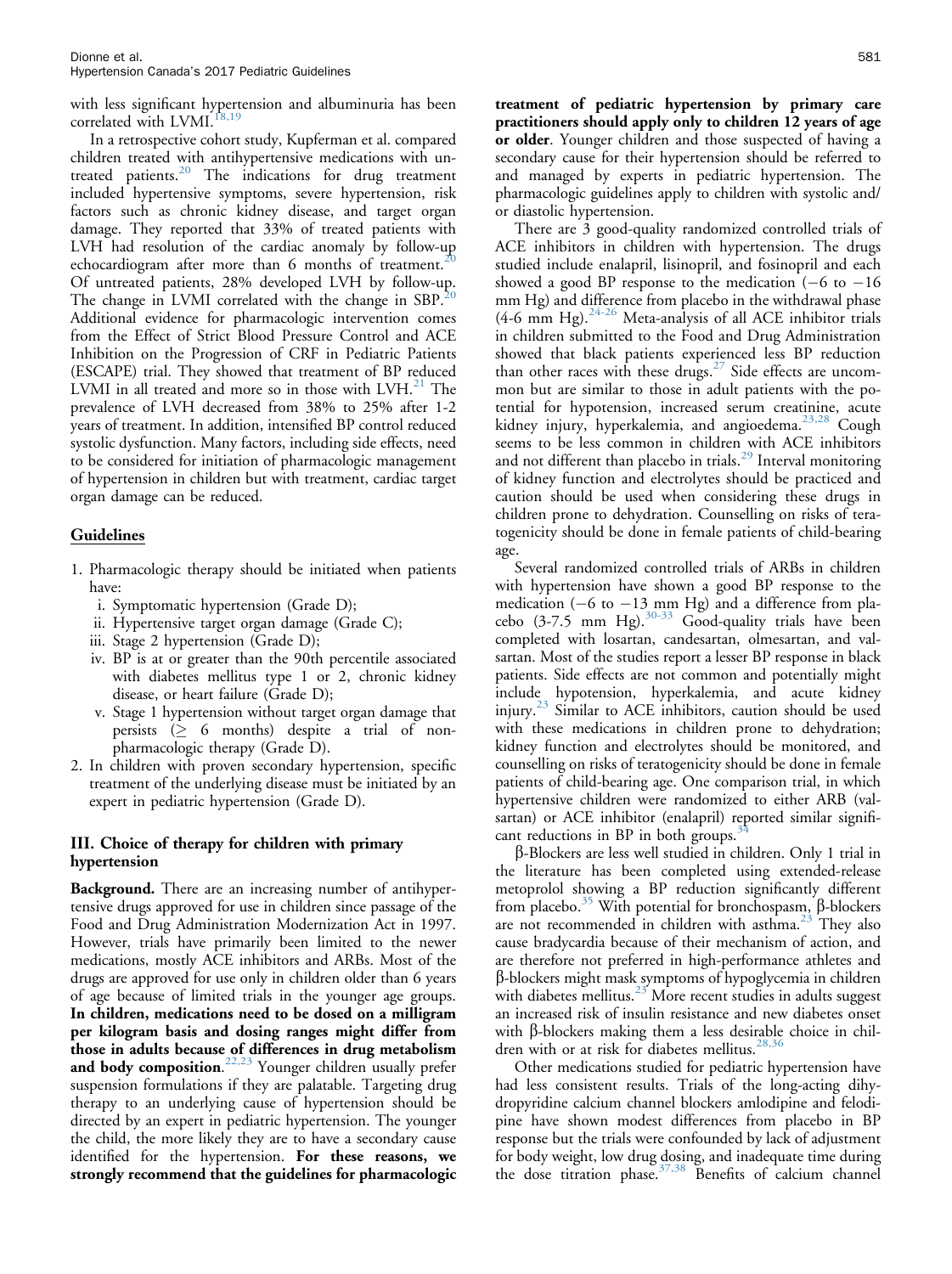with less significant hypertension and albuminuria has been correlated with LVMI.[18,19]

In a retrospective cohort study, Kupferman et al. compared children treated with antihypertensive medications with untreated patients.[20] The indications for drug treatment included hypertensive symptoms, severe hypertension, risk factors such as chronic kidney disease, and target organ damage. They reported that 33% of treated patients with LVH had resolution of the cardiac anomaly by follow-up echocardiogram after more than 6 months of treatment.[20] Of untreated patients, 28% developed LVH by follow-up. The change in LVMI correlated with the change in SBP.[20] Additional evidence for pharmacologic intervention comes from the Effect of Strict Blood Pressure Control and ACE Inhibition on the Progression of CRF in Pediatric Patients (ESCAPE) trial. They showed that treatment of BP reduced LVMI in all treated and more so in those with LVH.[21] The prevalence of LVH decreased from 38% to 25% after 1-2 years of treatment. In addition, intensified BP control reduced systolic dysfunction. Many factors, including side effects, need to be considered for initiation of pharmacologic management of hypertension in children but with treatment, cardiac target organ damage can be reduced.

## Guidelines

1. Pharmacologic therapy should be initiated when patients have:
   i. Symptomatic hypertension (Grade D);
   ii. Hypertensive target organ damage (Grade C);
   iii. Stage 2 hypertension (Grade D);
   iv. BP is at or greater than the 90th percentile associated with diabetes mellitus type 1 or 2, chronic kidney disease, or heart failure (Grade D);
   v. Stage 1 hypertension without target organ damage that persists (≥ 6 months) despite a trial of non-pharmacologic therapy (Grade D).
2. In children with proven secondary hypertension, specific treatment of the underlying disease must be initiated by an expert in pediatric hypertension (Grade D).

### III. Choice of therapy for children with primary hypertension

**Background.** There are an increasing number of antihypertensive drugs approved for use in children since passage of the Food and Drug Administration Modernization Act in 1997. However, trials have primarily been limited to the newer medications, mostly ACE inhibitors and ARBs. Most of the drugs are approved for use only in children older than 6 years of age because of limited trials in the younger age groups. **In children, medications need to be dosed on a milligram per kilogram basis and dosing ranges might differ from those in adults because of differences in drug metabolism and body composition**.[22,23] Younger children usually prefer suspension formulations if they are palatable. Targeting drug therapy to an underlying cause of hypertension should be directed by an expert in pediatric hypertension. The younger the child, the more likely they are to have a secondary cause identified for the hypertension. **For these reasons, we strongly recommend that the guidelines for pharmacologic treatment of pediatric hypertension by primary care practitioners should apply only to children 12 years of age or older**. Younger children and those suspected of having a secondary cause for their hypertension should be referred to and managed by experts in pediatric hypertension. The pharmacologic guidelines apply to children with systolic and/or diastolic hypertension.

There are 3 good-quality randomized controlled trials of ACE inhibitors in children with hypertension. The drugs studied include enalapril, lisinopril, and fosinopril and each showed a good BP response to the medication (−6 to −16 mm Hg) and difference from placebo in the withdrawal phase (4-6 mm Hg).[24-26] Meta-analysis of all ACE inhibitor trials in children submitted to the Food and Drug Administration showed that black patients experienced less BP reduction than other races with these drugs.[27] Side effects are uncommon but are similar to those in adult patients with the potential for hypotension, increased serum creatinine, acute kidney injury, hyperkalemia, and angioedema.[23,28] Cough seems to be less common in children with ACE inhibitors and not different than placebo in trials.[29] Interval monitoring of kidney function and electrolytes should be practiced and caution should be used when considering these drugs in children prone to dehydration. Counselling on risks of teratogenicity should be done in female patients of child-bearing age.

Several randomized controlled trials of ARBs in children with hypertension have shown a good BP response to the medication (−6 to −13 mm Hg) and a difference from placebo (3-7.5 mm Hg).[30-33] Good-quality trials have been completed with losartan, candesartan, olmesartan, and valsartan. Most of the studies report a lesser BP response in black patients. Side effects are not common and potentially might include hypotension, hyperkalemia, and acute kidney injury.[23] Similar to ACE inhibitors, caution should be used with these medications in children prone to dehydration; kidney function and electrolytes should be monitored, and counselling on risks of teratogenicity should be done in female patients of child-bearing age. One comparison trial, in which hypertensive children were randomized to either ARB (valsartan) or ACE inhibitor (enalapril) reported similar significant reductions in BP in both groups.[34]

β-Blockers are less well studied in children. Only 1 trial in the literature has been completed using extended-release metoprolol showing a BP reduction significantly different from placebo.[35] With potential for bronchospasm, β-blockers are not recommended in children with asthma.[23] They also cause bradycardia because of their mechanism of action, and are therefore not preferred in high-performance athletes and β-blockers might mask symptoms of hypoglycemia in children with diabetes mellitus.[23] More recent studies in adults suggest an increased risk of insulin resistance and new diabetes onset with β-blockers making them a less desirable choice in children with or at risk for diabetes mellitus.[28,36]

Other medications studied for pediatric hypertension have had less consistent results. Trials of the long-acting dihydropyridine calcium channel blockers amlodipine and felodipine have shown modest differences from placebo in BP response but the trials were confounded by lack of adjustment for body weight, low drug dosing, and inadequate time during the dose titration phase.[37,38] Benefits of calcium channel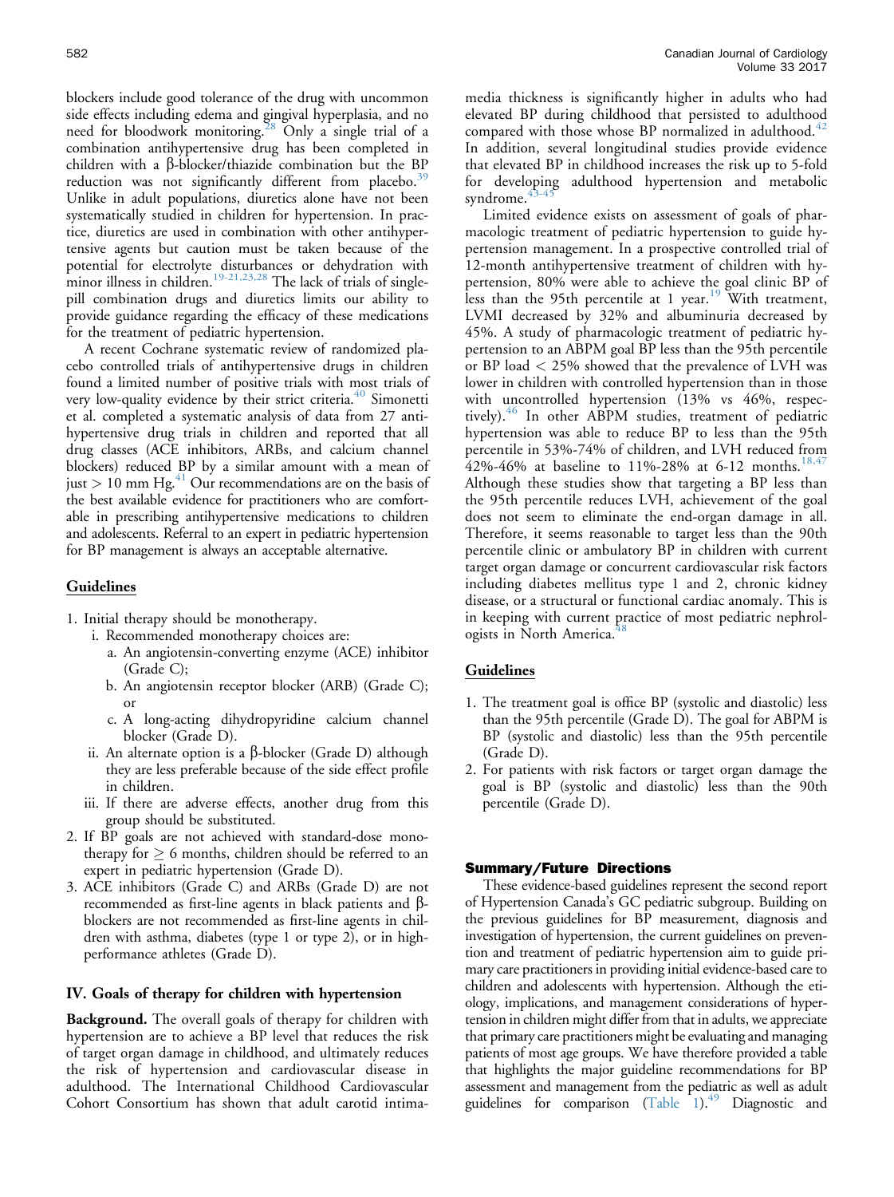blockers include good tolerance of the drug with uncommon side effects including edema and gingival hyperplasia, and no need for bloodwork monitoring.[28] Only a single trial of a combination antihypertensive drug has been completed in children with a β-blocker/thiazide combination but the BP reduction was not significantly different from placebo.[39] Unlike in adult populations, diuretics alone have not been systematically studied in children for hypertension. In practice, diuretics are used in combination with other antihypertensive agents but caution must be taken because of the potential for electrolyte disturbances or dehydration with minor illness in children.[19-21,23,28] The lack of trials of single-pill combination drugs and diuretics limits our ability to provide guidance regarding the efficacy of these medications for the treatment of pediatric hypertension.

A recent Cochrane systematic review of randomized placebo controlled trials of antihypertensive drugs in children found a limited number of positive trials with most trials of very low-quality evidence by their strict criteria.[40] Simonetti et al. completed a systematic analysis of data from 27 antihypertensive drug trials in children and reported that all drug classes (ACE inhibitors, ARBs, and calcium channel blockers) reduced BP by a similar amount with a mean of just > 10 mm Hg.[41] Our recommendations are on the basis of the best available evidence for practitioners who are comfortable in prescribing antihypertensive medications to children and adolescents. Referral to an expert in pediatric hypertension for BP management is always an acceptable alternative.

## Guidelines

1. Initial therapy should be monotherapy.
   i. Recommended monotherapy choices are:
      a. An angiotensin-converting enzyme (ACE) inhibitor (Grade C);
      b. An angiotensin receptor blocker (ARB) (Grade C); or
      c. A long-acting dihydropyridine calcium channel blocker (Grade D).
   ii. An alternate option is a β-blocker (Grade D) although they are less preferable because of the side effect profile in children.
   iii. If there are adverse effects, another drug from this group should be substituted.
2. If BP goals are not achieved with standard-dose monotherapy for ≥ 6 months, children should be referred to an expert in pediatric hypertension (Grade D).
3. ACE inhibitors (Grade C) and ARBs (Grade D) are not recommended as first-line agents in black patients and β-blockers are not recommended as first-line agents in children with asthma, diabetes (type 1 or type 2), or in high-performance athletes (Grade D).

## IV. Goals of therapy for children with hypertension

**Background.** The overall goals of therapy for children with hypertension are to achieve a BP level that reduces the risk of target organ damage in childhood, and ultimately reduces the risk of hypertension and cardiovascular disease in adulthood. The International Childhood Cardiovascular Cohort Consortium has shown that adult carotid intima-media thickness is significantly higher in adults who had elevated BP during childhood that persisted to adulthood compared with those whose BP normalized in adulthood.[42] In addition, several longitudinal studies provide evidence that elevated BP in childhood increases the risk up to 5-fold for developing adulthood hypertension and metabolic syndrome.[43-45]

Limited evidence exists on assessment of goals of pharmacologic treatment of pediatric hypertension to guide hypertension management. In a prospective controlled trial of 12-month antihypertensive treatment of children with hypertension, 80% were able to achieve the goal clinic BP of less than the 95th percentile at 1 year.[19] With treatment, LVMI decreased by 32% and albuminuria decreased by 45%. A study of pharmacologic treatment of pediatric hypertension to an ABPM goal BP less than the 95th percentile or BP load < 25% showed that the prevalence of LVH was lower in children with controlled hypertension than in those with uncontrolled hypertension (13% vs 46%, respectively).[46] In other ABPM studies, treatment of pediatric hypertension was able to reduce BP to less than the 95th percentile in 53%-74% of children, and LVH reduced from 42%-46% at baseline to 11%-28% at 6-12 months.[18,47] Although these studies show that targeting a BP less than the 95th percentile reduces LVH, achievement of the goal does not seem to eliminate the end-organ damage in all. Therefore, it seems reasonable to target less than the 90th percentile clinic or ambulatory BP in children with current target organ damage or concurrent cardiovascular risk factors including diabetes mellitus type 1 and 2, chronic kidney disease, or a structural or functional cardiac anomaly. This is in keeping with current practice of most pediatric nephrologists in North America.[48]

## Guidelines

1. The treatment goal is office BP (systolic and diastolic) less than the 95th percentile (Grade D). The goal for ABPM is BP (systolic and diastolic) less than the 95th percentile (Grade D).
2. For patients with risk factors or target organ damage the goal is BP (systolic and diastolic) less than the 90th percentile (Grade D).

## Summary/Future Directions

These evidence-based guidelines represent the second report of Hypertension Canada's GC pediatric subgroup. Building on the previous guidelines for BP measurement, diagnosis and investigation of hypertension, the current guidelines on prevention and treatment of pediatric hypertension aim to guide primary care practitioners in providing initial evidence-based care to children and adolescents with hypertension. Although the etiology, implications, and management considerations of hypertension in children might differ from that in adults, we appreciate that primary care practitioners might be evaluating and managing patients of most age groups. We have therefore provided a table that highlights the major guideline recommendations for BP assessment and management from the pediatric as well as adult guidelines for comparison (Table 1).[49] Diagnostic and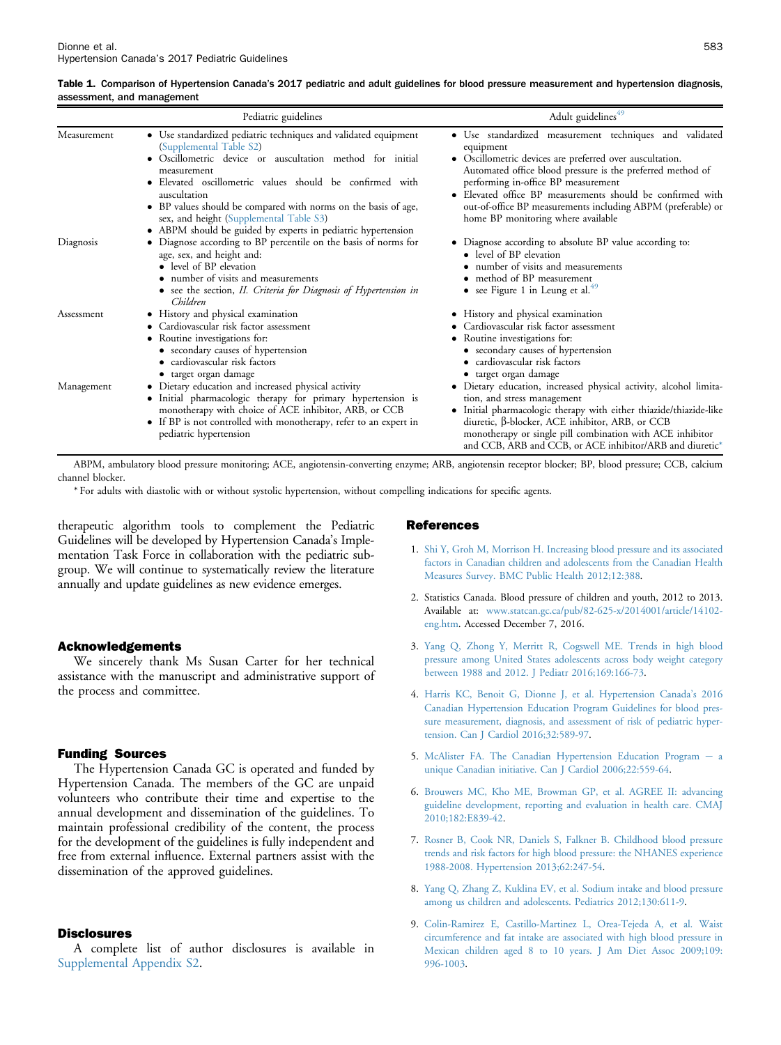**Table 1.** Comparison of Hypertension Canada's 2017 pediatric and adult guidelines for blood pressure measurement and hypertension diagnosis, assessment, and management

| | Pediatric guidelines | Adult guidelines[49] |
|---|---|---|
| Measurement | • Use standardized pediatric techniques and validated equipment (Supplemental Table S2)<br>• Oscillometric device or auscultation method for initial measurement<br>• Elevated oscillometric values should be confirmed with auscultation<br>• BP values should be compared with norms on the basis of age, sex, and height (Supplemental Table S3)<br>• ABPM should be guided by experts in pediatric hypertension | • Use standardized measurement techniques and validated equipment<br>• Oscillometric devices are preferred over auscultation. Automated office blood pressure is the preferred method of performing in-office BP measurement<br>• Elevated office BP measurements should be confirmed with out-of-office BP measurements including ABPM (preferable) or home BP monitoring where available |
| Diagnosis | • Diagnose according to BP percentile on the basis of norms for age, sex, and height and:<br>• level of BP elevation<br>• number of visits and measurements<br>• see the section, *II. Criteria for Diagnosis of Hypertension in Children* | • Diagnose according to absolute BP value according to:<br>• level of BP elevation<br>• number of visits and measurements<br>• method of BP measurement<br>• see Figure 1 in Leung et al.[49] |
| Assessment | • History and physical examination<br>• Cardiovascular risk factor assessment<br>• Routine investigations for:<br>• secondary causes of hypertension<br>• cardiovascular risk factors<br>• target organ damage | • History and physical examination<br>• Cardiovascular risk factor assessment<br>• Routine investigations for:<br>• secondary causes of hypertension<br>• cardiovascular risk factors<br>• target organ damage |
| Management | • Dietary education and increased physical activity<br>• Initial pharmacologic therapy for primary hypertension is monotherapy with choice of ACE inhibitor, ARB, or CCB<br>• If BP is not controlled with monotherapy, refer to an expert in pediatric hypertension | • Dietary education, increased physical activity, alcohol limitation, and stress management<br>• Initial pharmacologic therapy with either thiazide/thiazide-like diuretic, β-blocker, ACE inhibitor, ARB, or CCB monotherapy or single pill combination with ACE inhibitor and CCB, ARB and CCB, or ACE inhibitor/ARB and diuretic* |

ABPM, ambulatory blood pressure monitoring; ACE, angiotensin-converting enzyme; ARB, angiotensin receptor blocker; BP, blood pressure; CCB, calcium channel blocker.

* For adults with diastolic with or without systolic hypertension, without compelling indications for specific agents.

therapeutic algorithm tools to complement the Pediatric Guidelines will be developed by Hypertension Canada's Implementation Task Force in collaboration with the pediatric subgroup. We will continue to systematically review the literature annually and update guidelines as new evidence emerges.

## Acknowledgements

We sincerely thank Ms Susan Carter for her technical assistance with the manuscript and administrative support of the process and committee.

## Funding Sources

The Hypertension Canada GC is operated and funded by Hypertension Canada. The members of the GC are unpaid volunteers who contribute their time and expertise to the annual development and dissemination of the guidelines. To maintain professional credibility of the content, the process for the development of the guidelines is fully independent and free from external influence. External partners assist with the dissemination of the approved guidelines.

## Disclosures

A complete list of author disclosures is available in Supplemental Appendix S2.

## References

1. Shi Y, Groh M, Morrison H. Increasing blood pressure and its associated factors in Canadian children and adolescents from the Canadian Health Measures Survey. BMC Public Health 2012;12:388.
2. Statistics Canada. Blood pressure of children and youth, 2012 to 2013. Available at: www.statcan.gc.ca/pub/82-625-x/2014001/article/14102-eng.htm. Accessed December 7, 2016.
3. Yang Q, Zhong Y, Merritt R, Cogswell ME. Trends in high blood pressure among United States adolescents across body weight category between 1988 and 2012. J Pediatr 2016;169:166-73.
4. Harris KC, Benoit G, Dionne J, et al. Hypertension Canada's 2016 Canadian Hypertension Education Program Guidelines for blood pressure measurement, diagnosis, and assessment of risk of pediatric hypertension. Can J Cardiol 2016;32:589-97.
5. McAlister FA. The Canadian Hypertension Education Program — a unique Canadian initiative. Can J Cardiol 2006;22:559-64.
6. Brouwers MC, Kho ME, Browman GP, et al. AGREE II: advancing guideline development, reporting and evaluation in health care. CMAJ 2010;182:E839-42.
7. Rosner B, Cook NR, Daniels S, Falkner B. Childhood blood pressure trends and risk factors for high blood pressure: the NHANES experience 1988-2008. Hypertension 2013;62:247-54.
8. Yang Q, Zhang Z, Kuklina EV, et al. Sodium intake and blood pressure among us children and adolescents. Pediatrics 2012;130:611-9.
9. Colin-Ramirez E, Castillo-Martinez L, Orea-Tejeda A, et al. Waist circumference and fat intake are associated with high blood pressure in Mexican children aged 8 to 10 years. J Am Diet Assoc 2009;109:996-1003.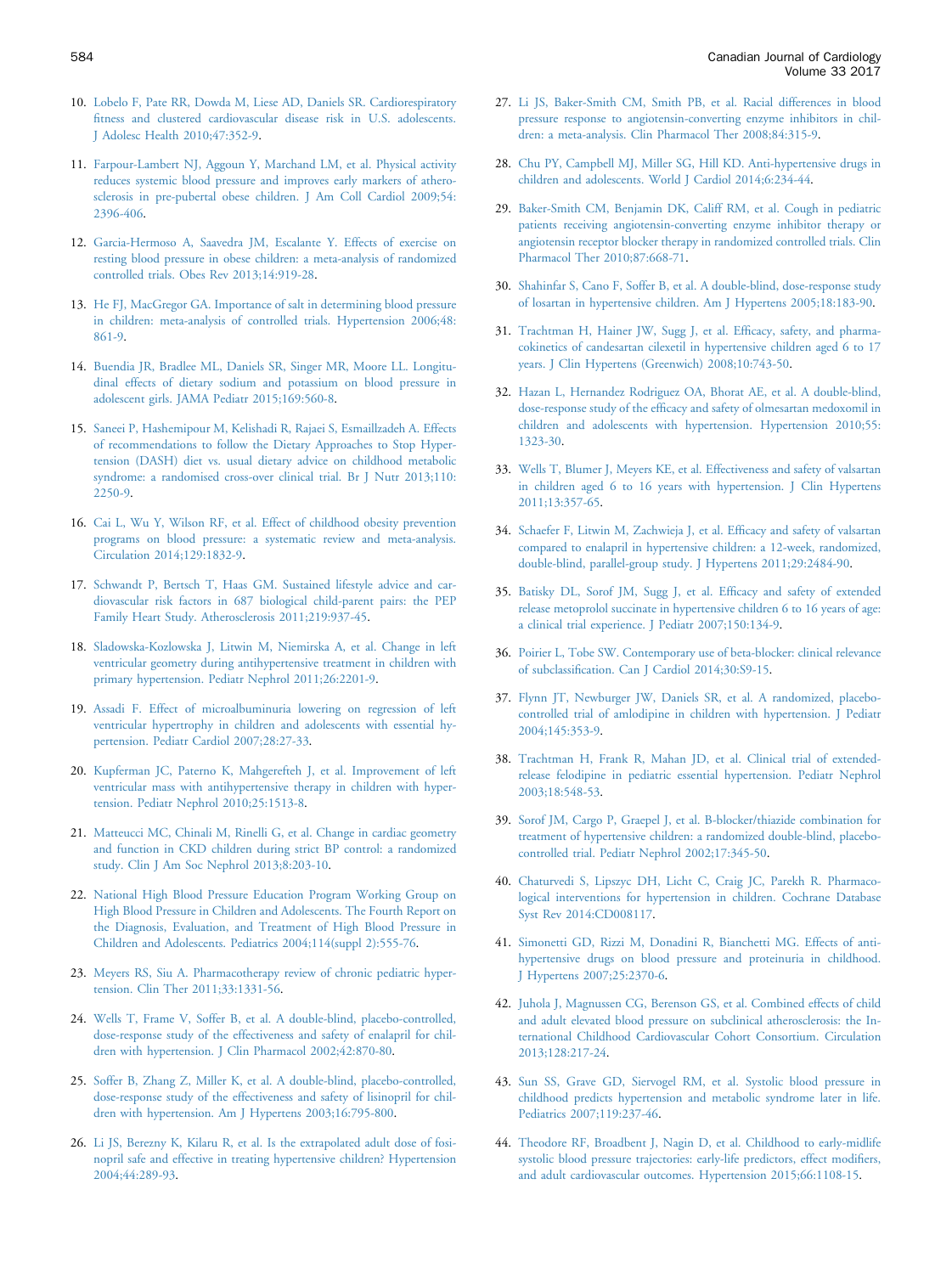10. Lobelo F, Pate RR, Dowda M, Liese AD, Daniels SR. Cardiorespiratory fitness and clustered cardiovascular disease risk in U.S. adolescents. J Adolesc Health 2010;47:352-9.

11. Farpour-Lambert NJ, Aggoun Y, Marchand LM, et al. Physical activity reduces systemic blood pressure and improves early markers of atherosclerosis in pre-pubertal obese children. J Am Coll Cardiol 2009;54:2396-406.

12. Garcia-Hermoso A, Saavedra JM, Escalante Y. Effects of exercise on resting blood pressure in obese children: a meta-analysis of randomized controlled trials. Obes Rev 2013;14:919-28.

13. He FJ, MacGregor GA. Importance of salt in determining blood pressure in children: meta-analysis of controlled trials. Hypertension 2006;48:861-9.

14. Buendia JR, Bradlee ML, Daniels SR, Singer MR, Moore LL. Longitudinal effects of dietary sodium and potassium on blood pressure in adolescent girls. JAMA Pediatr 2015;169:560-8.

15. Saneei P, Hashemipour M, Kelishadi R, Rajaei S, Esmaillzadeh A. Effects of recommendations to follow the Dietary Approaches to Stop Hypertension (DASH) diet vs. usual dietary advice on childhood metabolic syndrome: a randomised cross-over clinical trial. Br J Nutr 2013;110:2250-9.

16. Cai L, Wu Y, Wilson RF, et al. Effect of childhood obesity prevention programs on blood pressure: a systematic review and meta-analysis. Circulation 2014;129:1832-9.

17. Schwandt P, Bertsch T, Haas GM. Sustained lifestyle advice and cardiovascular risk factors in 687 biological child-parent pairs: the PEP Family Heart Study. Atherosclerosis 2011;219:937-45.

18. Sladowska-Kozlowska J, Litwin M, Niemirska A, et al. Change in left ventricular geometry during antihypertensive treatment in children with primary hypertension. Pediatr Nephrol 2011;26:2201-9.

19. Assadi F. Effect of microalbuminuria lowering on regression of left ventricular hypertrophy in children and adolescents with essential hypertension. Pediatr Cardiol 2007;28:27-33.

20. Kupferman JC, Paterno K, Mahgerefteh J, et al. Improvement of left ventricular mass with antihypertensive therapy in children with hypertension. Pediatr Nephrol 2010;25:1513-8.

21. Matteucci MC, Chinali M, Rinelli G, et al. Change in cardiac geometry and function in CKD children during strict BP control: a randomized study. Clin J Am Soc Nephrol 2013;8:203-10.

22. National High Blood Pressure Education Program Working Group on High Blood Pressure in Children and Adolescents. The Fourth Report on the Diagnosis, Evaluation, and Treatment of High Blood Pressure in Children and Adolescents. Pediatrics 2004;114(suppl 2):555-76.

23. Meyers RS, Siu A. Pharmacotherapy review of chronic pediatric hypertension. Clin Ther 2011;33:1331-56.

24. Wells T, Frame V, Soffer B, et al. A double-blind, placebo-controlled, dose-response study of the effectiveness and safety of enalapril for children with hypertension. J Clin Pharmacol 2002;42:870-80.

25. Soffer B, Zhang Z, Miller K, et al. A double-blind, placebo-controlled, dose-response study of the effectiveness and safety of lisinopril for children with hypertension. Am J Hypertens 2003;16:795-800.

26. Li JS, Berezny K, Kilaru R, et al. Is the extrapolated adult dose of fosinopril safe and effective in treating hypertensive children? Hypertension 2004;44:289-93.

27. Li JS, Baker-Smith CM, Smith PB, et al. Racial differences in blood pressure response to angiotensin-converting enzyme inhibitors in children: a meta-analysis. Clin Pharmacol Ther 2008;84:315-9.

28. Chu PY, Campbell MJ, Miller SG, Hill KD. Anti-hypertensive drugs in children and adolescents. World J Cardiol 2014;6:234-44.

29. Baker-Smith CM, Benjamin DK, Califf RM, et al. Cough in pediatric patients receiving angiotensin-converting enzyme inhibitor therapy or angiotensin receptor blocker therapy in randomized controlled trials. Clin Pharmacol Ther 2010;87:668-71.

30. Shahinfar S, Cano F, Soffer B, et al. A double-blind, dose-response study of losartan in hypertensive children. Am J Hypertens 2005;18:183-90.

31. Trachtman H, Hainer JW, Sugg J, et al. Efficacy, safety, and pharmacokinetics of candesartan cilexetil in hypertensive children aged 6 to 17 years. J Clin Hypertens (Greenwich) 2008;10:743-50.

32. Hazan L, Hernandez Rodriguez OA, Bhorat AE, et al. A double-blind, dose-response study of the efficacy and safety of olmesartan medoxomil in children and adolescents with hypertension. Hypertension 2010;55:1323-30.

33. Wells T, Blumer J, Meyers KE, et al. Effectiveness and safety of valsartan in children aged 6 to 16 years with hypertension. J Clin Hypertens 2011;13:357-65.

34. Schaefer F, Litwin M, Zachwieja J, et al. Efficacy and safety of valsartan compared to enalapril in hypertensive children: a 12-week, randomized, double-blind, parallel-group study. J Hypertens 2011;29:2484-90.

35. Batisky DL, Sorof JM, Sugg J, et al. Efficacy and safety of extended release metoprolol succinate in hypertensive children 6 to 16 years of age: a clinical trial experience. J Pediatr 2007;150:134-9.

36. Poirier L, Tobe SW. Contemporary use of beta-blocker: clinical relevance of subclassification. Can J Cardiol 2014;30:S9-15.

37. Flynn JT, Newburger JW, Daniels SR, et al. A randomized, placebo-controlled trial of amlodipine in children with hypertension. J Pediatr 2004;145:353-9.

38. Trachtman H, Frank R, Mahan JD, et al. Clinical trial of extended-release felodipine in pediatric essential hypertension. Pediatr Nephrol 2003;18:548-53.

39. Sorof JM, Cargo P, Graepel J, et al. B-blocker/thiazide combination for treatment of hypertensive children: a randomized double-blind, placebo-controlled trial. Pediatr Nephrol 2002;17:345-50.

40. Chaturvedi S, Lipszyc DH, Licht C, Craig JC, Parekh R. Pharmacological interventions for hypertension in children. Cochrane Database Syst Rev 2014:CD008117.

41. Simonetti GD, Rizzi M, Donadini R, Bianchetti MG. Effects of antihypertensive drugs on blood pressure and proteinuria in childhood. J Hypertens 2007;25:2370-6.

42. Juhola J, Magnussen CG, Berenson GS, et al. Combined effects of child and adult elevated blood pressure on subclinical atherosclerosis: the International Childhood Cardiovascular Cohort Consortium. Circulation 2013;128:217-24.

43. Sun SS, Grave GD, Siervogel RM, et al. Systolic blood pressure in childhood predicts hypertension and metabolic syndrome later in life. Pediatrics 2007;119:237-46.

44. Theodore RF, Broadbent J, Nagin D, et al. Childhood to early-midlife systolic blood pressure trajectories: early-life predictors, effect modifiers, and adult cardiovascular outcomes. Hypertension 2015;66:1108-15.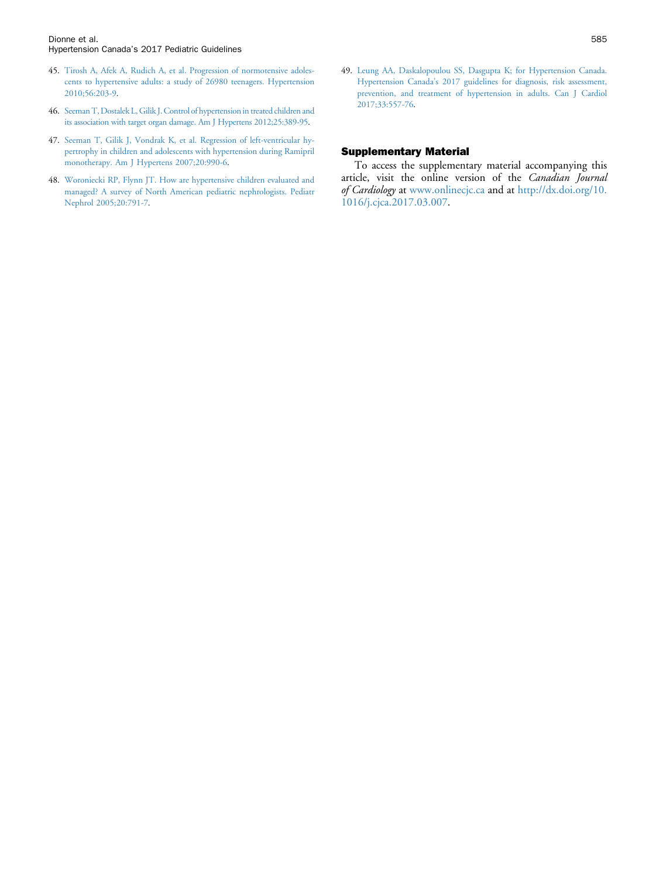45. Tirosh A, Afek A, Rudich A, et al. Progression of normotensive adolescents to hypertensive adults: a study of 26980 teenagers. Hypertension 2010;56:203-9.

46. Seeman T, Dostalek L, Gilik J. Control of hypertension in treated children and its association with target organ damage. Am J Hypertens 2012;25:389-95.

47. Seeman T, Gilik J, Vondrak K, et al. Regression of left-ventricular hypertrophy in children and adolescents with hypertension during Ramipril monotherapy. Am J Hypertens 2007;20:990-6.

48. Woroniecki RP, Flynn JT. How are hypertensive children evaluated and managed? A survey of North American pediatric nephrologists. Pediatr Nephrol 2005;20:791-7.

49. Leung AA, Daskalopoulou SS, Dasgupta K; for Hypertension Canada. Hypertension Canada's 2017 guidelines for diagnosis, risk assessment, prevention, and treatment of hypertension in adults. Can J Cardiol 2017;33:557-76.

## Supplementary Material

To access the supplementary material accompanying this article, visit the online version of the *Canadian Journal of Cardiology* at www.onlinecjc.ca and at http://dx.doi.org/10.1016/j.cjca.2017.03.007.